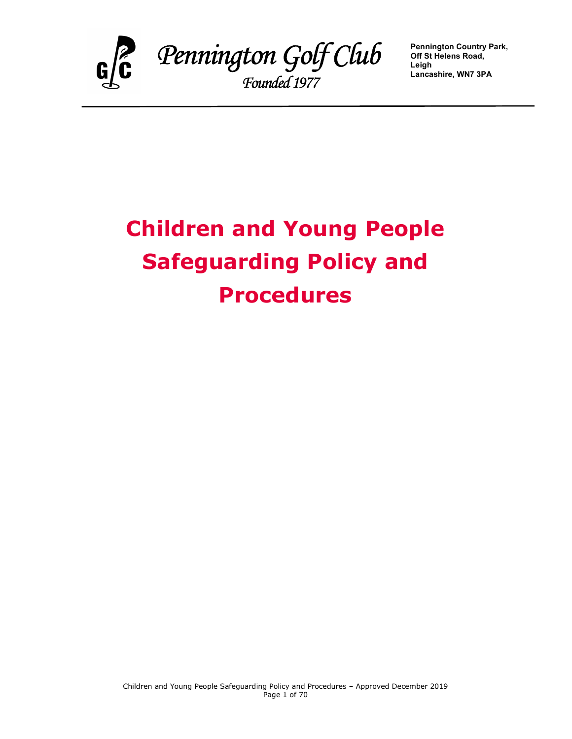**Pennington Golf Club**
*Founded 1977*

Pennington Country Park,
Off St Helens Road,
Leigh
Lancashire, WN7 3PA

# Children and Young People Safeguarding Policy and Procedures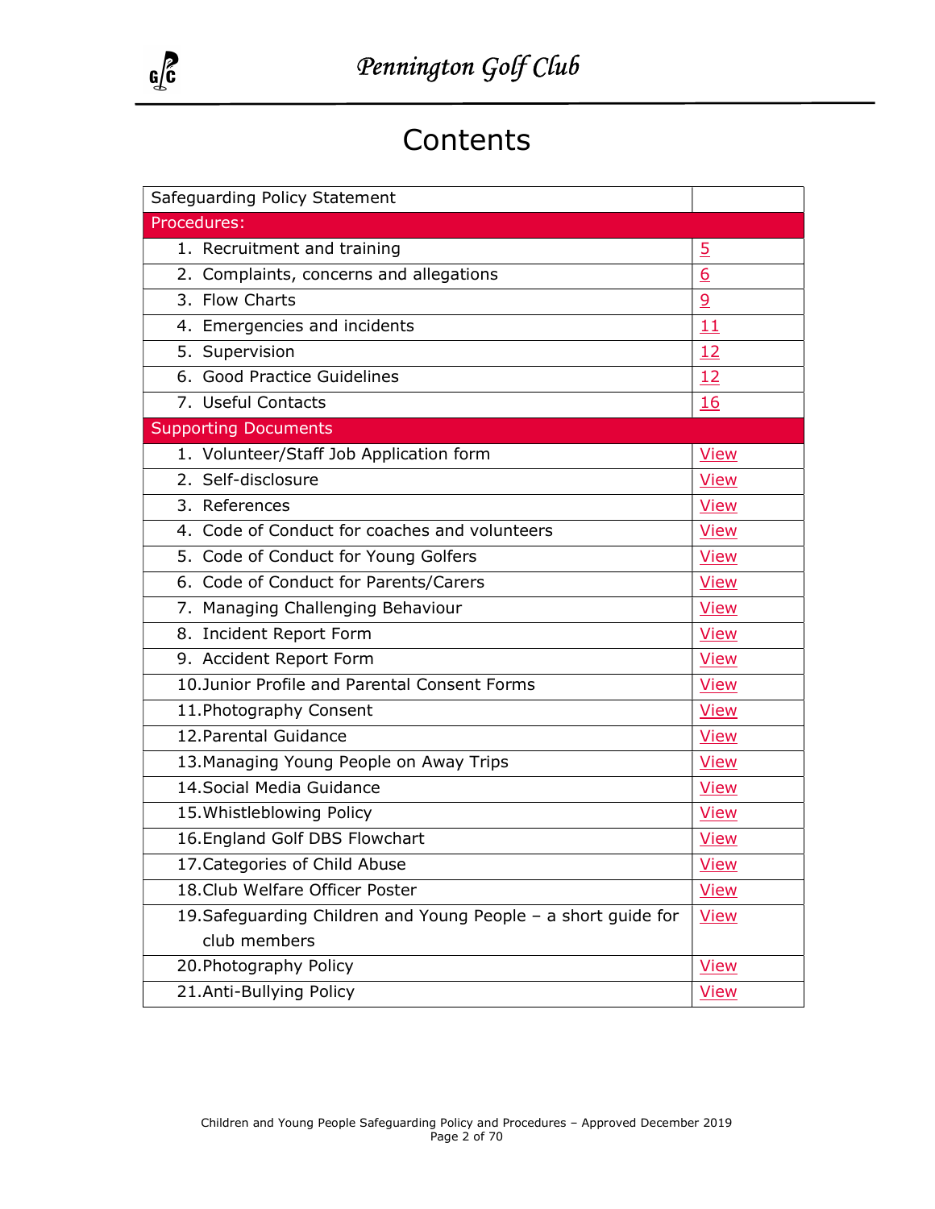# Contents

| Safeguarding Policy Statement | |
|---|---|
| Procedures: | |
| 1. Recruitment and training | 5 |
| 2. Complaints, concerns and allegations | 6 |
| 3. Flow Charts | 9 |
| 4. Emergencies and incidents | 11 |
| 5. Supervision | 12 |
| 6. Good Practice Guidelines | 12 |
| 7. Useful Contacts | 16 |
| Supporting Documents | |
| 1. Volunteer/Staff Job Application form | View |
| 2. Self-disclosure | View |
| 3. References | View |
| 4. Code of Conduct for coaches and volunteers | View |
| 5. Code of Conduct for Young Golfers | View |
| 6. Code of Conduct for Parents/Carers | View |
| 7. Managing Challenging Behaviour | View |
| 8. Incident Report Form | View |
| 9. Accident Report Form | View |
| 10. Junior Profile and Parental Consent Forms | View |
| 11. Photography Consent | View |
| 12. Parental Guidance | View |
| 13. Managing Young People on Away Trips | View |
| 14. Social Media Guidance | View |
| 15. Whistleblowing Policy | View |
| 16. England Golf DBS Flowchart | View |
| 17. Categories of Child Abuse | View |
| 18. Club Welfare Officer Poster | View |
| 19. Safeguarding Children and Young People – a short guide for club members | View |
| 20. Photography Policy | View |
| 21. Anti-Bullying Policy | View |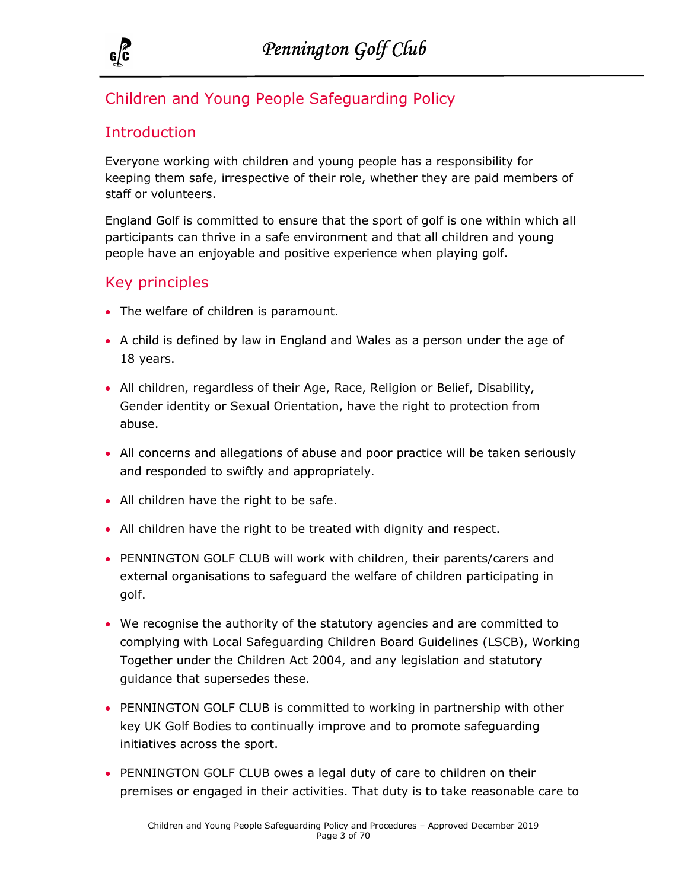## Children and Young People Safeguarding Policy

### Introduction

Everyone working with children and young people has a responsibility for keeping them safe, irrespective of their role, whether they are paid members of staff or volunteers.

England Golf is committed to ensure that the sport of golf is one within which all participants can thrive in a safe environment and that all children and young people have an enjoyable and positive experience when playing golf.

### Key principles

- The welfare of children is paramount.
- A child is defined by law in England and Wales as a person under the age of 18 years.
- All children, regardless of their Age, Race, Religion or Belief, Disability, Gender identity or Sexual Orientation, have the right to protection from abuse.
- All concerns and allegations of abuse and poor practice will be taken seriously and responded to swiftly and appropriately.
- All children have the right to be safe.
- All children have the right to be treated with dignity and respect.
- PENNINGTON GOLF CLUB will work with children, their parents/carers and external organisations to safeguard the welfare of children participating in golf.
- We recognise the authority of the statutory agencies and are committed to complying with Local Safeguarding Children Board Guidelines (LSCB), Working Together under the Children Act 2004, and any legislation and statutory guidance that supersedes these.
- PENNINGTON GOLF CLUB is committed to working in partnership with other key UK Golf Bodies to continually improve and to promote safeguarding initiatives across the sport.
- PENNINGTON GOLF CLUB owes a legal duty of care to children on their premises or engaged in their activities. That duty is to take reasonable care to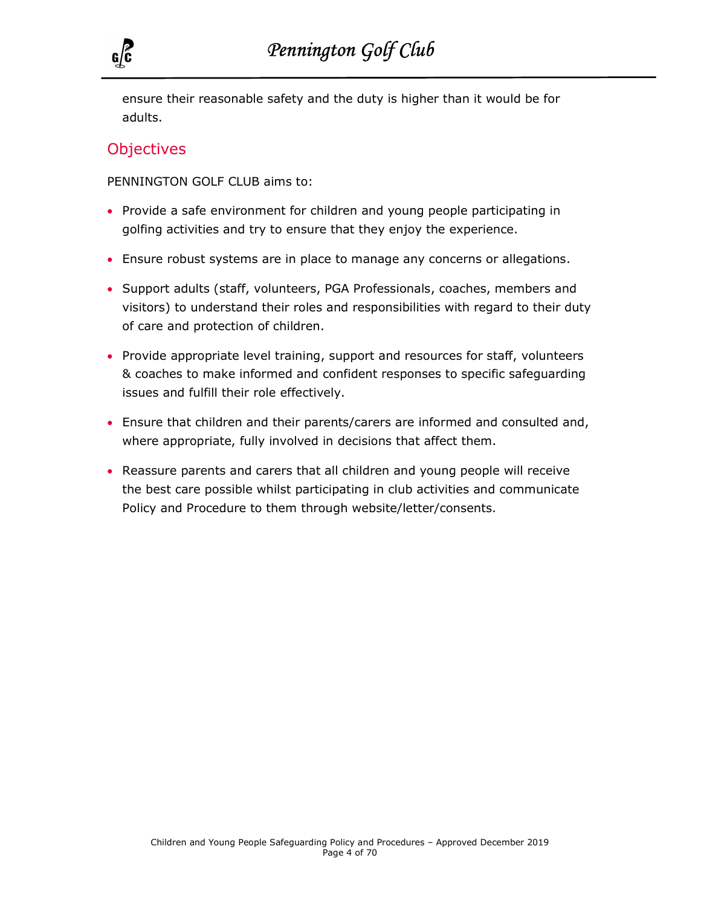ensure their reasonable safety and the duty is higher than it would be for adults.

## Objectives

PENNINGTON GOLF CLUB aims to:

- Provide a safe environment for children and young people participating in golfing activities and try to ensure that they enjoy the experience.
- Ensure robust systems are in place to manage any concerns or allegations.
- Support adults (staff, volunteers, PGA Professionals, coaches, members and visitors) to understand their roles and responsibilities with regard to their duty of care and protection of children.
- Provide appropriate level training, support and resources for staff, volunteers & coaches to make informed and confident responses to specific safeguarding issues and fulfill their role effectively.
- Ensure that children and their parents/carers are informed and consulted and, where appropriate, fully involved in decisions that affect them.
- Reassure parents and carers that all children and young people will receive the best care possible whilst participating in club activities and communicate Policy and Procedure to them through website/letter/consents.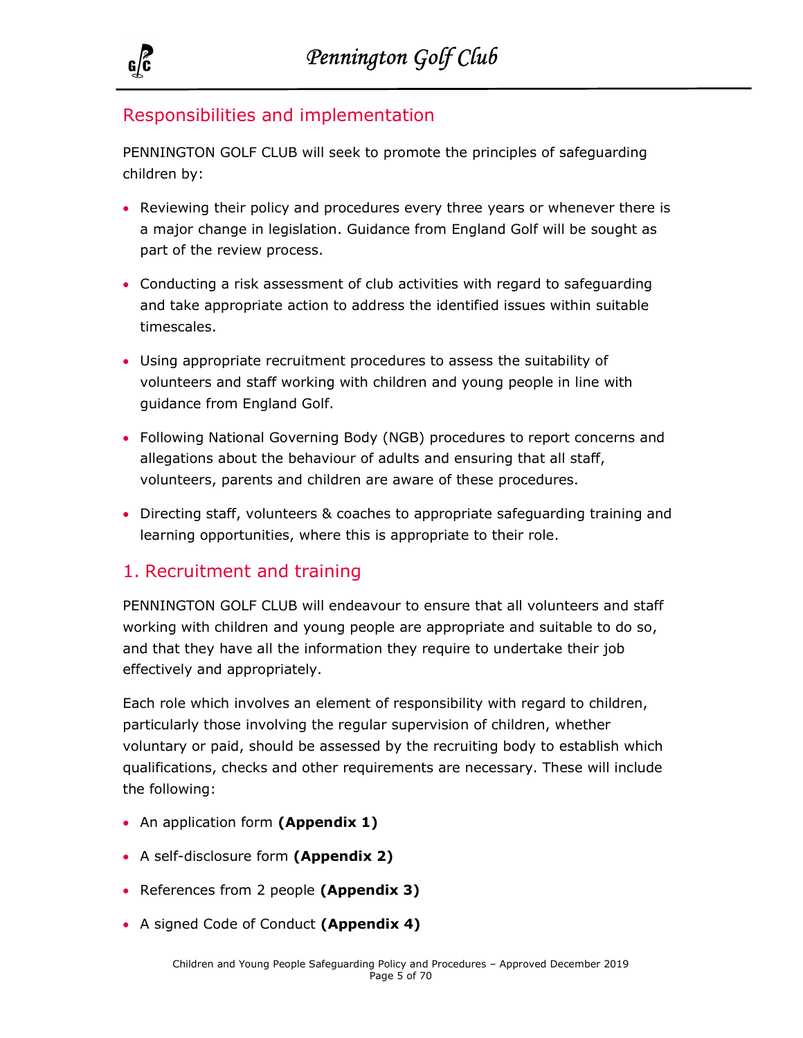## Responsibilities and implementation

PENNINGTON GOLF CLUB will seek to promote the principles of safeguarding children by:

- Reviewing their policy and procedures every three years or whenever there is a major change in legislation. Guidance from England Golf will be sought as part of the review process.
- Conducting a risk assessment of club activities with regard to safeguarding and take appropriate action to address the identified issues within suitable timescales.
- Using appropriate recruitment procedures to assess the suitability of volunteers and staff working with children and young people in line with guidance from England Golf.
- Following National Governing Body (NGB) procedures to report concerns and allegations about the behaviour of adults and ensuring that all staff, volunteers, parents and children are aware of these procedures.
- Directing staff, volunteers & coaches to appropriate safeguarding training and learning opportunities, where this is appropriate to their role.

## 1. Recruitment and training

PENNINGTON GOLF CLUB will endeavour to ensure that all volunteers and staff working with children and young people are appropriate and suitable to do so, and that they have all the information they require to undertake their job effectively and appropriately.

Each role which involves an element of responsibility with regard to children, particularly those involving the regular supervision of children, whether voluntary or paid, should be assessed by the recruiting body to establish which qualifications, checks and other requirements are necessary. These will include the following:

- An application form **(Appendix 1)**
- A self-disclosure form **(Appendix 2)**
- References from 2 people **(Appendix 3)**
- A signed Code of Conduct **(Appendix 4)**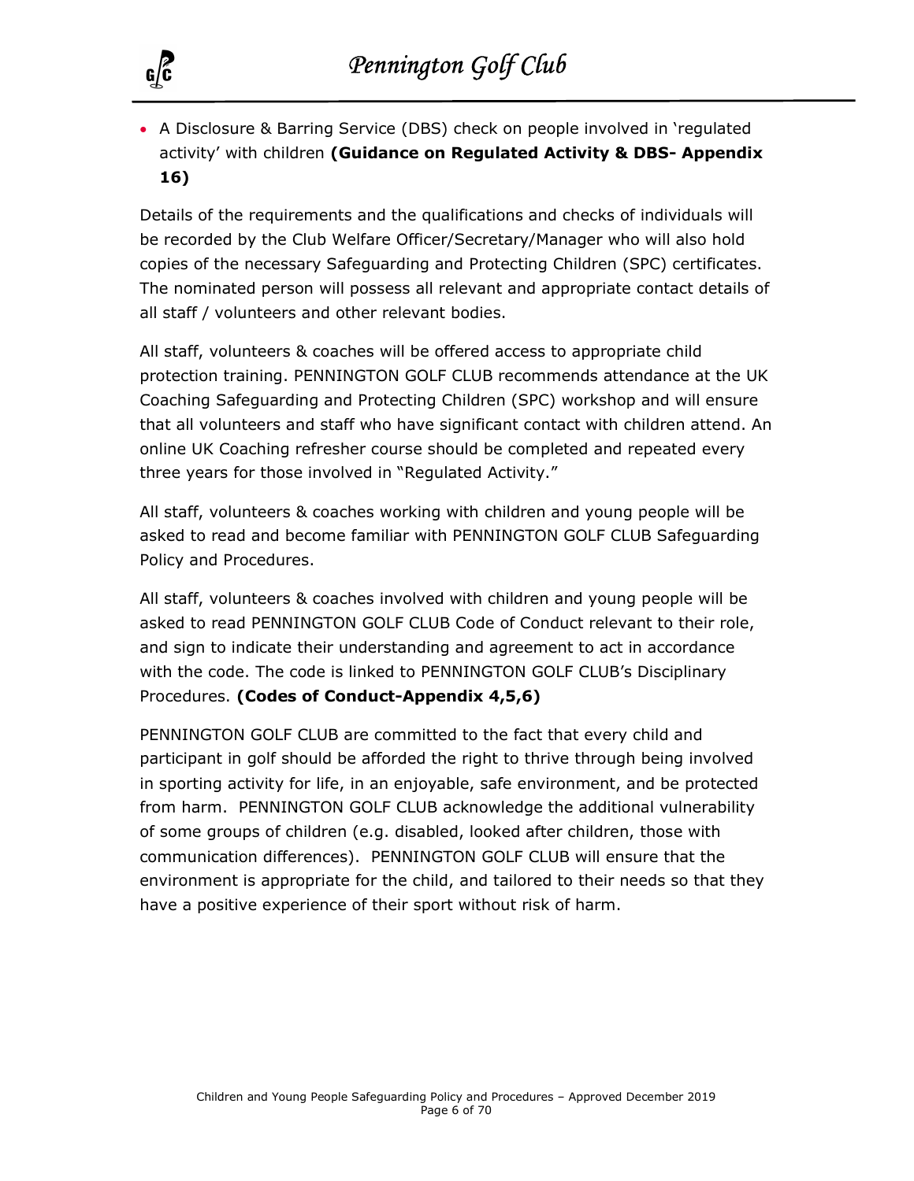- A Disclosure & Barring Service (DBS) check on people involved in 'regulated activity' with children **(Guidance on Regulated Activity & DBS- Appendix 16)**

Details of the requirements and the qualifications and checks of individuals will be recorded by the Club Welfare Officer/Secretary/Manager who will also hold copies of the necessary Safeguarding and Protecting Children (SPC) certificates. The nominated person will possess all relevant and appropriate contact details of all staff / volunteers and other relevant bodies.

All staff, volunteers & coaches will be offered access to appropriate child protection training. PENNINGTON GOLF CLUB recommends attendance at the UK Coaching Safeguarding and Protecting Children (SPC) workshop and will ensure that all volunteers and staff who have significant contact with children attend. An online UK Coaching refresher course should be completed and repeated every three years for those involved in "Regulated Activity."

All staff, volunteers & coaches working with children and young people will be asked to read and become familiar with PENNINGTON GOLF CLUB Safeguarding Policy and Procedures.

All staff, volunteers & coaches involved with children and young people will be asked to read PENNINGTON GOLF CLUB Code of Conduct relevant to their role, and sign to indicate their understanding and agreement to act in accordance with the code. The code is linked to PENNINGTON GOLF CLUB's Disciplinary Procedures. **(Codes of Conduct-Appendix 4,5,6)**

PENNINGTON GOLF CLUB are committed to the fact that every child and participant in golf should be afforded the right to thrive through being involved in sporting activity for life, in an enjoyable, safe environment, and be protected from harm. PENNINGTON GOLF CLUB acknowledge the additional vulnerability of some groups of children (e.g. disabled, looked after children, those with communication differences). PENNINGTON GOLF CLUB will ensure that the environment is appropriate for the child, and tailored to their needs so that they have a positive experience of their sport without risk of harm.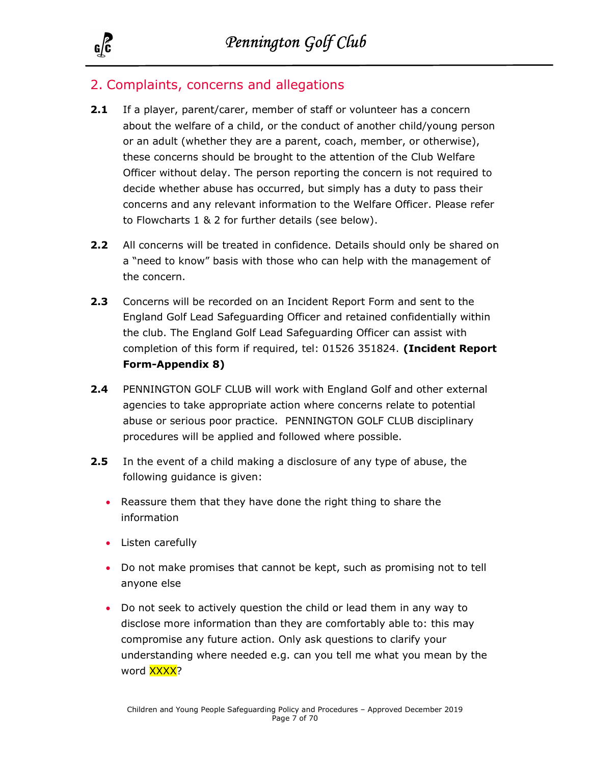## 2. Complaints, concerns and allegations

**2.1** If a player, parent/carer, member of staff or volunteer has a concern about the welfare of a child, or the conduct of another child/young person or an adult (whether they are a parent, coach, member, or otherwise), these concerns should be brought to the attention of the Club Welfare Officer without delay. The person reporting the concern is not required to decide whether abuse has occurred, but simply has a duty to pass their concerns and any relevant information to the Welfare Officer. Please refer to Flowcharts 1 & 2 for further details (see below).

**2.2** All concerns will be treated in confidence. Details should only be shared on a "need to know" basis with those who can help with the management of the concern.

**2.3** Concerns will be recorded on an Incident Report Form and sent to the England Golf Lead Safeguarding Officer and retained confidentially within the club. The England Golf Lead Safeguarding Officer can assist with completion of this form if required, tel: 01526 351824. **(Incident Report Form-Appendix 8)**

**2.4** PENNINGTON GOLF CLUB will work with England Golf and other external agencies to take appropriate action where concerns relate to potential abuse or serious poor practice. PENNINGTON GOLF CLUB disciplinary procedures will be applied and followed where possible.

**2.5** In the event of a child making a disclosure of any type of abuse, the following guidance is given:

- Reassure them that they have done the right thing to share the information
- Listen carefully
- Do not make promises that cannot be kept, such as promising not to tell anyone else
- Do not seek to actively question the child or lead them in any way to disclose more information than they are comfortably able to: this may compromise any future action. Only ask questions to clarify your understanding where needed e.g. can you tell me what you mean by the word XXXX?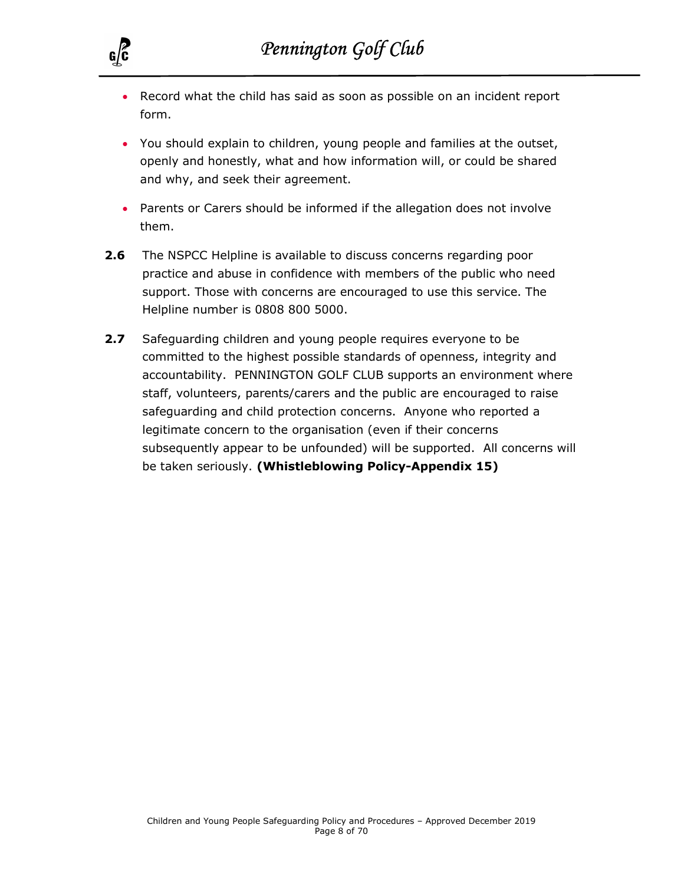- Record what the child has said as soon as possible on an incident report form.
- You should explain to children, young people and families at the outset, openly and honestly, what and how information will, or could be shared and why, and seek their agreement.
- Parents or Carers should be informed if the allegation does not involve them.

**2.6** The NSPCC Helpline is available to discuss concerns regarding poor practice and abuse in confidence with members of the public who need support. Those with concerns are encouraged to use this service. The Helpline number is 0808 800 5000.

**2.7** Safeguarding children and young people requires everyone to be committed to the highest possible standards of openness, integrity and accountability. PENNINGTON GOLF CLUB supports an environment where staff, volunteers, parents/carers and the public are encouraged to raise safeguarding and child protection concerns. Anyone who reported a legitimate concern to the organisation (even if their concerns subsequently appear to be unfounded) will be supported. All concerns will be taken seriously. **(Whistleblowing Policy-Appendix 15)**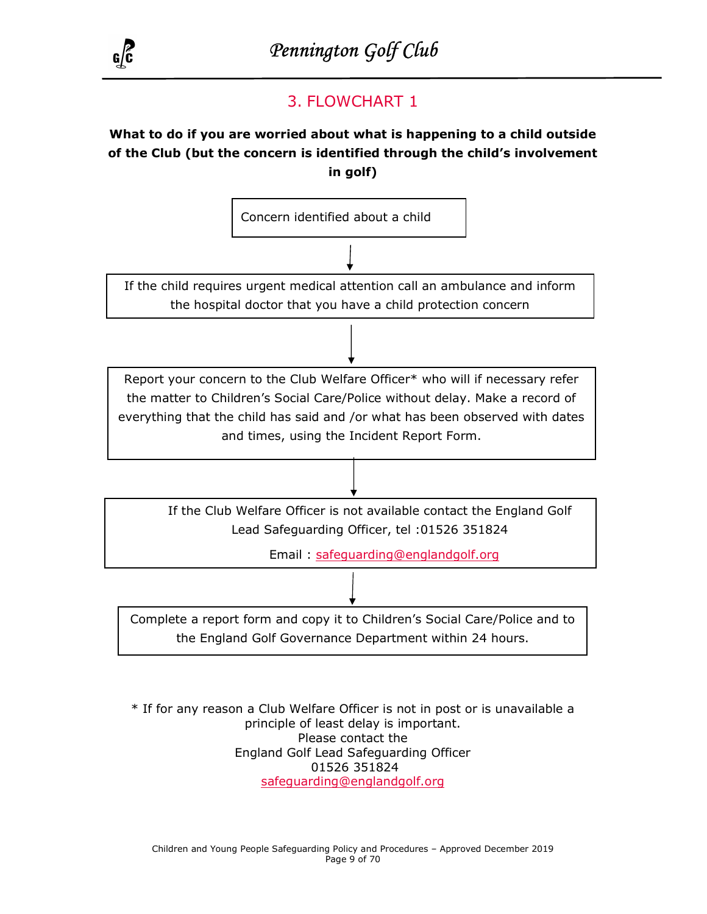## 3. FLOWCHART 1

**What to do if you are worried about what is happening to a child outside of the Club (but the concern is identified through the child's involvement in golf)**

Concern identified about a child

↓

If the child requires urgent medical attention call an ambulance and inform the hospital doctor that you have a child protection concern

↓

Report your concern to the Club Welfare Officer* who will if necessary refer the matter to Children's Social Care/Police without delay. Make a record of everything that the child has said and /or what has been observed with dates and times, using the Incident Report Form.

↓

If the Club Welfare Officer is not available contact the England Golf Lead Safeguarding Officer, tel :01526 351824

Email : safeguarding@englandgolf.org

↓

Complete a report form and copy it to Children's Social Care/Police and to the England Golf Governance Department within 24 hours.

* If for any reason a Club Welfare Officer is not in post or is unavailable a principle of least delay is important.
Please contact the
England Golf Lead Safeguarding Officer
01526 351824
safeguarding@englandgolf.org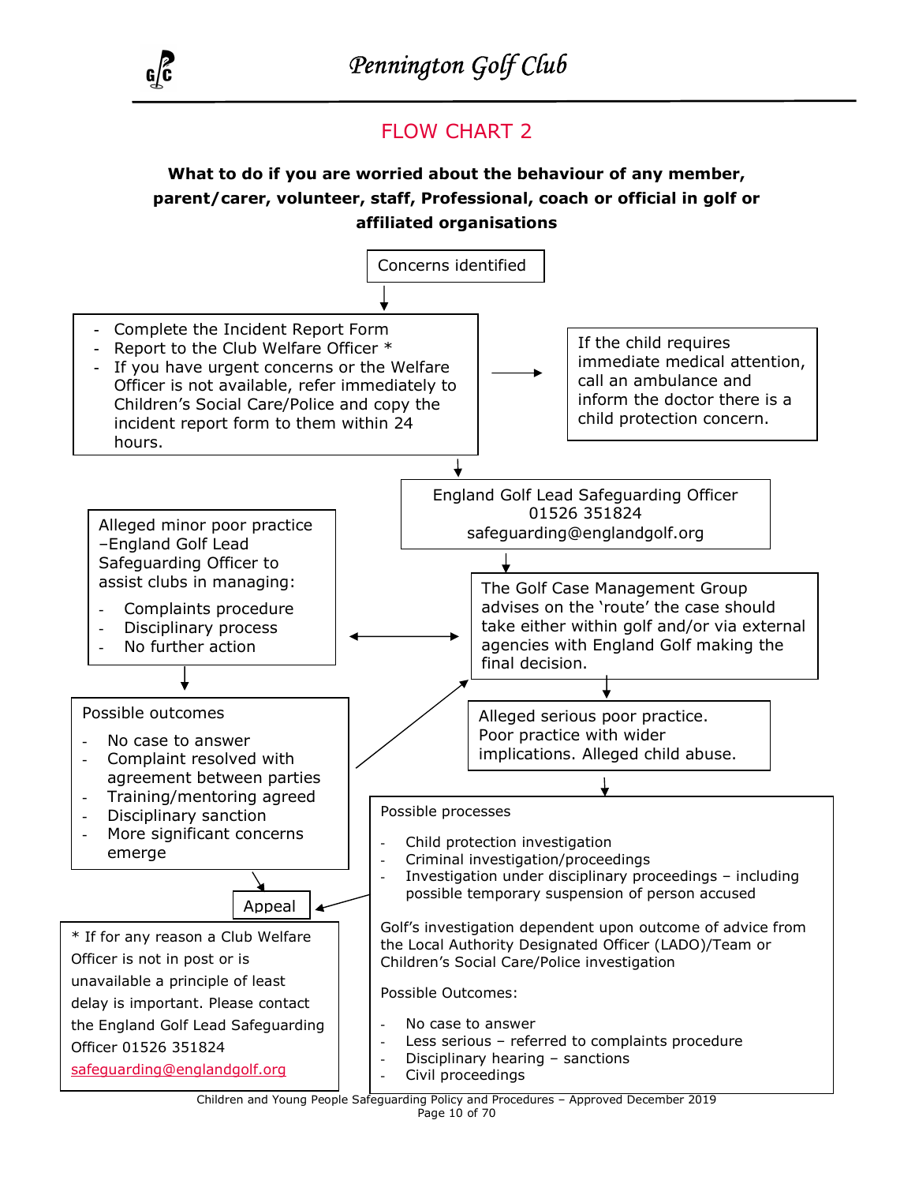## FLOW CHART 2

**What to do if you are worried about the behaviour of any member, parent/carer, volunteer, staff, Professional, coach or official in golf or affiliated organisations**

Concerns identified

- Complete the Incident Report Form
- Report to the Club Welfare Officer *
- If you have urgent concerns or the Welfare Officer is not available, refer immediately to Children's Social Care/Police and copy the incident report form to them within 24 hours.

If the child requires immediate medical attention, call an ambulance and inform the doctor there is a child protection concern.

England Golf Lead Safeguarding Officer
01526 351824
safeguarding@englandgolf.org

The Golf Case Management Group advises on the 'route' the case should take either within golf and/or via external agencies with England Golf making the final decision.

Alleged minor poor practice –England Golf Lead Safeguarding Officer to assist clubs in managing:

- Complaints procedure
- Disciplinary process
- No further action

Possible outcomes

- No case to answer
- Complaint resolved with agreement between parties
- Training/mentoring agreed
- Disciplinary sanction
- More significant concerns emerge

Alleged serious poor practice. Poor practice with wider implications. Alleged child abuse.

Possible processes

- Child protection investigation
- Criminal investigation/proceedings
- Investigation under disciplinary proceedings – including possible temporary suspension of person accused

Golf's investigation dependent upon outcome of advice from the Local Authority Designated Officer (LADO)/Team or Children's Social Care/Police investigation

Possible Outcomes:

- No case to answer
- Less serious – referred to complaints procedure
- Disciplinary hearing – sanctions
- Civil proceedings

Appeal

* If for any reason a Club Welfare Officer is not in post or is unavailable a principle of least delay is important. Please contact the England Golf Lead Safeguarding Officer 01526 351824 safeguarding@englandgolf.org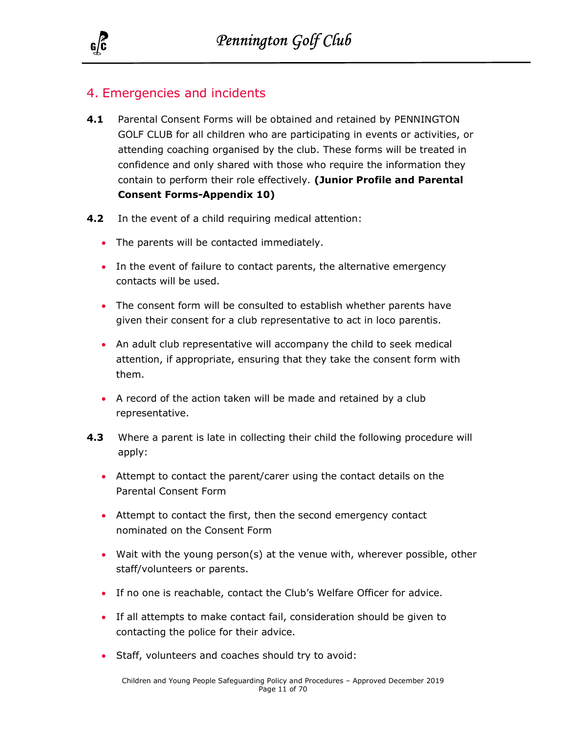## 4. Emergencies and incidents

**4.1** Parental Consent Forms will be obtained and retained by PENNINGTON GOLF CLUB for all children who are participating in events or activities, or attending coaching organised by the club. These forms will be treated in confidence and only shared with those who require the information they contain to perform their role effectively. **(Junior Profile and Parental Consent Forms-Appendix 10)**

**4.2** In the event of a child requiring medical attention:

- The parents will be contacted immediately.
- In the event of failure to contact parents, the alternative emergency contacts will be used.
- The consent form will be consulted to establish whether parents have given their consent for a club representative to act in loco parentis.
- An adult club representative will accompany the child to seek medical attention, if appropriate, ensuring that they take the consent form with them.
- A record of the action taken will be made and retained by a club representative.

**4.3** Where a parent is late in collecting their child the following procedure will apply:

- Attempt to contact the parent/carer using the contact details on the Parental Consent Form
- Attempt to contact the first, then the second emergency contact nominated on the Consent Form
- Wait with the young person(s) at the venue with, wherever possible, other staff/volunteers or parents.
- If no one is reachable, contact the Club's Welfare Officer for advice.
- If all attempts to make contact fail, consideration should be given to contacting the police for their advice.
- Staff, volunteers and coaches should try to avoid: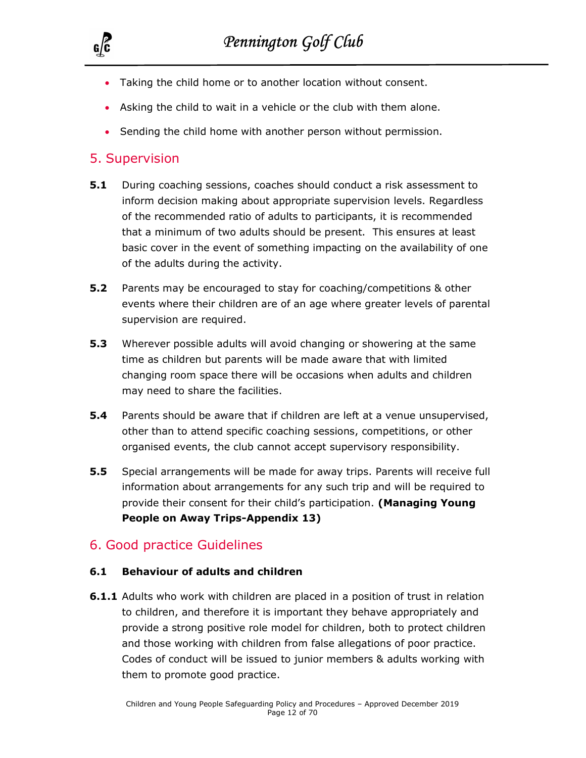- Taking the child home or to another location without consent.
- Asking the child to wait in a vehicle or the club with them alone.
- Sending the child home with another person without permission.

## 5. Supervision

**5.1** During coaching sessions, coaches should conduct a risk assessment to inform decision making about appropriate supervision levels. Regardless of the recommended ratio of adults to participants, it is recommended that a minimum of two adults should be present. This ensures at least basic cover in the event of something impacting on the availability of one of the adults during the activity.

**5.2** Parents may be encouraged to stay for coaching/competitions & other events where their children are of an age where greater levels of parental supervision are required.

**5.3** Wherever possible adults will avoid changing or showering at the same time as children but parents will be made aware that with limited changing room space there will be occasions when adults and children may need to share the facilities.

**5.4** Parents should be aware that if children are left at a venue unsupervised, other than to attend specific coaching sessions, competitions, or other organised events, the club cannot accept supervisory responsibility.

**5.5** Special arrangements will be made for away trips. Parents will receive full information about arrangements for any such trip and will be required to provide their consent for their child's participation. **(Managing Young People on Away Trips-Appendix 13)**

## 6. Good practice Guidelines

### 6.1 Behaviour of adults and children

**6.1.1** Adults who work with children are placed in a position of trust in relation to children, and therefore it is important they behave appropriately and provide a strong positive role model for children, both to protect children and those working with children from false allegations of poor practice. Codes of conduct will be issued to junior members & adults working with them to promote good practice.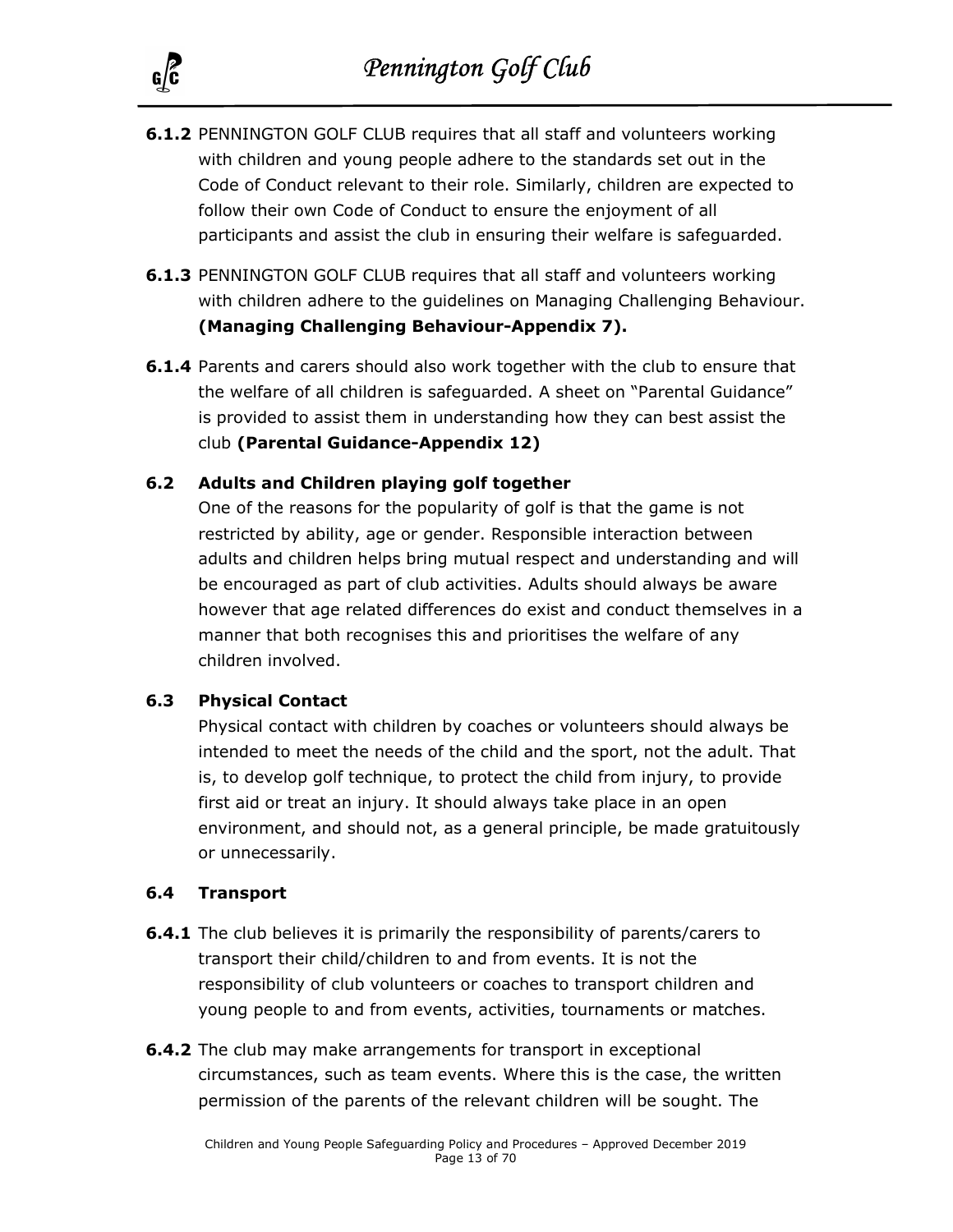**6.1.2** PENNINGTON GOLF CLUB requires that all staff and volunteers working with children and young people adhere to the standards set out in the Code of Conduct relevant to their role. Similarly, children are expected to follow their own Code of Conduct to ensure the enjoyment of all participants and assist the club in ensuring their welfare is safeguarded.

**6.1.3** PENNINGTON GOLF CLUB requires that all staff and volunteers working with children adhere to the guidelines on Managing Challenging Behaviour. **(Managing Challenging Behaviour-Appendix 7).**

**6.1.4** Parents and carers should also work together with the club to ensure that the welfare of all children is safeguarded. A sheet on "Parental Guidance" is provided to assist them in understanding how they can best assist the club **(Parental Guidance-Appendix 12)**

### 6.2 Adults and Children playing golf together

One of the reasons for the popularity of golf is that the game is not restricted by ability, age or gender. Responsible interaction between adults and children helps bring mutual respect and understanding and will be encouraged as part of club activities. Adults should always be aware however that age related differences do exist and conduct themselves in a manner that both recognises this and prioritises the welfare of any children involved.

### 6.3 Physical Contact

Physical contact with children by coaches or volunteers should always be intended to meet the needs of the child and the sport, not the adult. That is, to develop golf technique, to protect the child from injury, to provide first aid or treat an injury. It should always take place in an open environment, and should not, as a general principle, be made gratuitously or unnecessarily.

### 6.4 Transport

**6.4.1** The club believes it is primarily the responsibility of parents/carers to transport their child/children to and from events. It is not the responsibility of club volunteers or coaches to transport children and young people to and from events, activities, tournaments or matches.

**6.4.2** The club may make arrangements for transport in exceptional circumstances, such as team events. Where this is the case, the written permission of the parents of the relevant children will be sought. The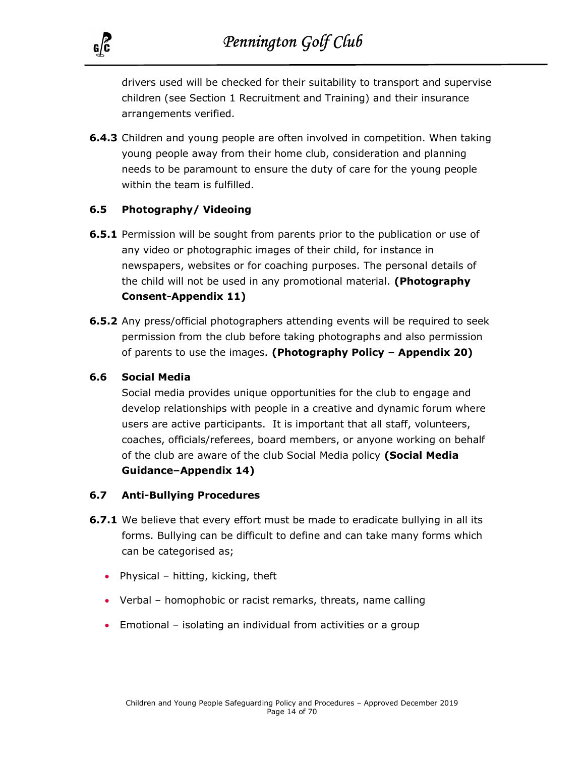drivers used will be checked for their suitability to transport and supervise children (see Section 1 Recruitment and Training) and their insurance arrangements verified.

**6.4.3** Children and young people are often involved in competition. When taking young people away from their home club, consideration and planning needs to be paramount to ensure the duty of care for the young people within the team is fulfilled.

### 6.5 Photography/ Videoing

**6.5.1** Permission will be sought from parents prior to the publication or use of any video or photographic images of their child, for instance in newspapers, websites or for coaching purposes. The personal details of the child will not be used in any promotional material. **(Photography Consent-Appendix 11)**

**6.5.2** Any press/official photographers attending events will be required to seek permission from the club before taking photographs and also permission of parents to use the images. **(Photography Policy – Appendix 20)**

### 6.6 Social Media

Social media provides unique opportunities for the club to engage and develop relationships with people in a creative and dynamic forum where users are active participants. It is important that all staff, volunteers, coaches, officials/referees, board members, or anyone working on behalf of the club are aware of the club Social Media policy **(Social Media Guidance–Appendix 14)**

### 6.7 Anti-Bullying Procedures

**6.7.1** We believe that every effort must be made to eradicate bullying in all its forms. Bullying can be difficult to define and can take many forms which can be categorised as;

- Physical – hitting, kicking, theft
- Verbal – homophobic or racist remarks, threats, name calling
- Emotional – isolating an individual from activities or a group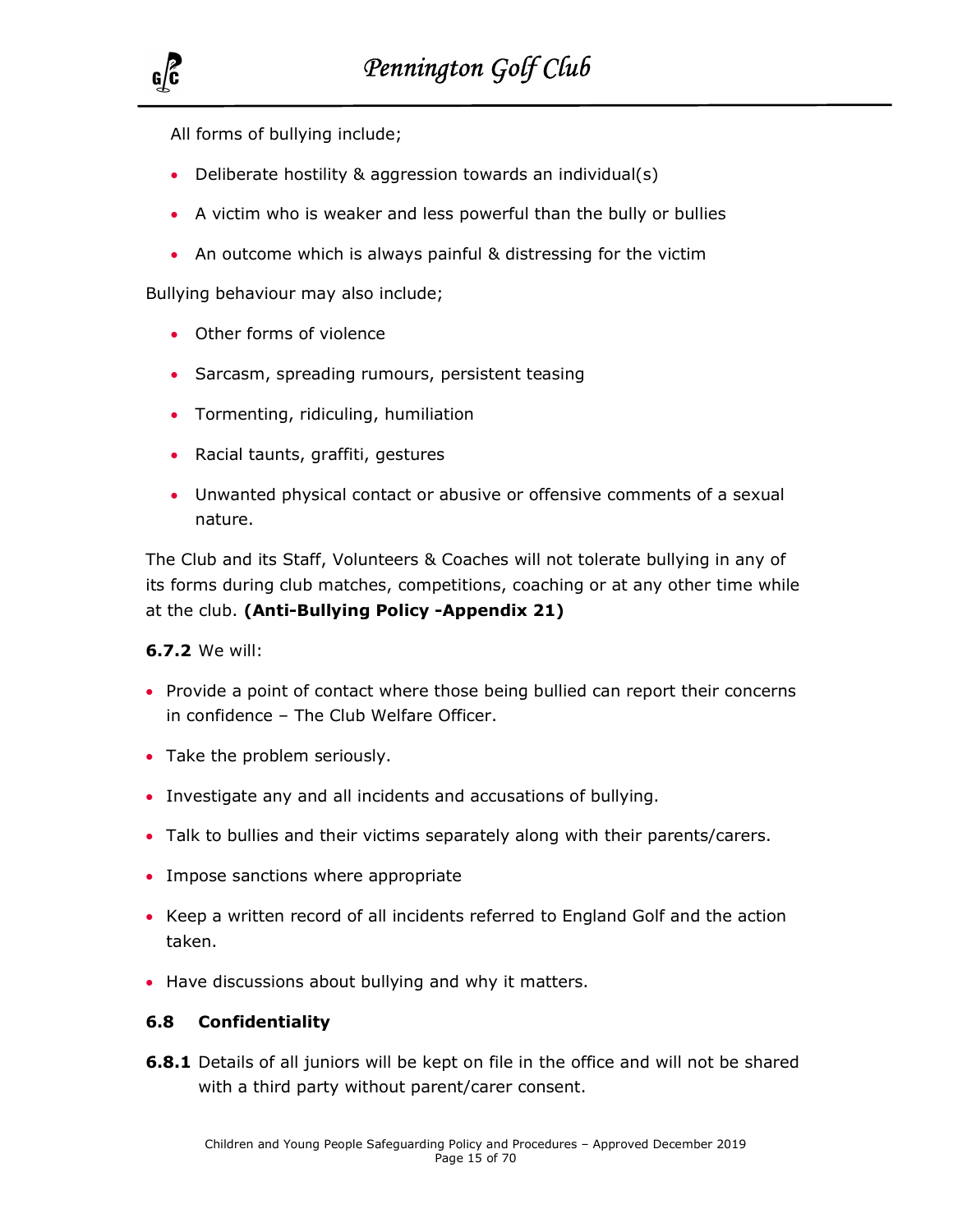All forms of bullying include;

- Deliberate hostility & aggression towards an individual(s)
- A victim who is weaker and less powerful than the bully or bullies
- An outcome which is always painful & distressing for the victim

Bullying behaviour may also include;

- Other forms of violence
- Sarcasm, spreading rumours, persistent teasing
- Tormenting, ridiculing, humiliation
- Racial taunts, graffiti, gestures
- Unwanted physical contact or abusive or offensive comments of a sexual nature.

The Club and its Staff, Volunteers & Coaches will not tolerate bullying in any of its forms during club matches, competitions, coaching or at any other time while at the club. **(Anti-Bullying Policy -Appendix 21)**

**6.7.2** We will:

- Provide a point of contact where those being bullied can report their concerns in confidence – The Club Welfare Officer.
- Take the problem seriously.
- Investigate any and all incidents and accusations of bullying.
- Talk to bullies and their victims separately along with their parents/carers.
- Impose sanctions where appropriate
- Keep a written record of all incidents referred to England Golf and the action taken.
- Have discussions about bullying and why it matters.

### 6.8 Confidentiality

**6.8.1** Details of all juniors will be kept on file in the office and will not be shared with a third party without parent/carer consent.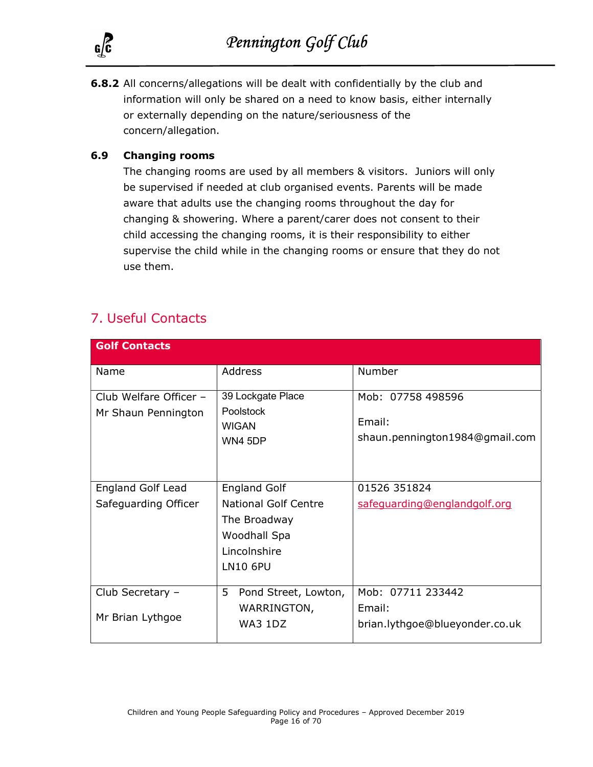**6.8.2** All concerns/allegations will be dealt with confidentially by the club and information will only be shared on a need to know basis, either internally or externally depending on the nature/seriousness of the concern/allegation.

### 6.9 Changing rooms

The changing rooms are used by all members & visitors. Juniors will only be supervised if needed at club organised events. Parents will be made aware that adults use the changing rooms throughout the day for changing & showering. Where a parent/carer does not consent to their child accessing the changing rooms, it is their responsibility to either supervise the child while in the changing rooms or ensure that they do not use them.

## 7. Useful Contacts

| Golf Contacts | | |
|---|---|---|
| Name | Address | Number |
| Club Welfare Officer – Mr Shaun Pennington | 39 Lockgate Place<br>Poolstock<br>WIGAN<br>WN4 5DP | Mob: 07758 498596<br><br>Email:<br>shaun.pennington1984@gmail.com |
| England Golf Lead Safeguarding Officer | England Golf<br>National Golf Centre<br>The Broadway<br>Woodhall Spa<br>Lincolnshire<br>LN10 6PU | 01526 351824<br>safeguarding@englandgolf.org |
| Club Secretary – Mr Brian Lythgoe | 5 Pond Street, Lowton,<br>WARRINGTON,<br>WA3 1DZ | Mob: 07711 233442<br>Email:<br>brian.lythgoe@blueyonder.co.uk |